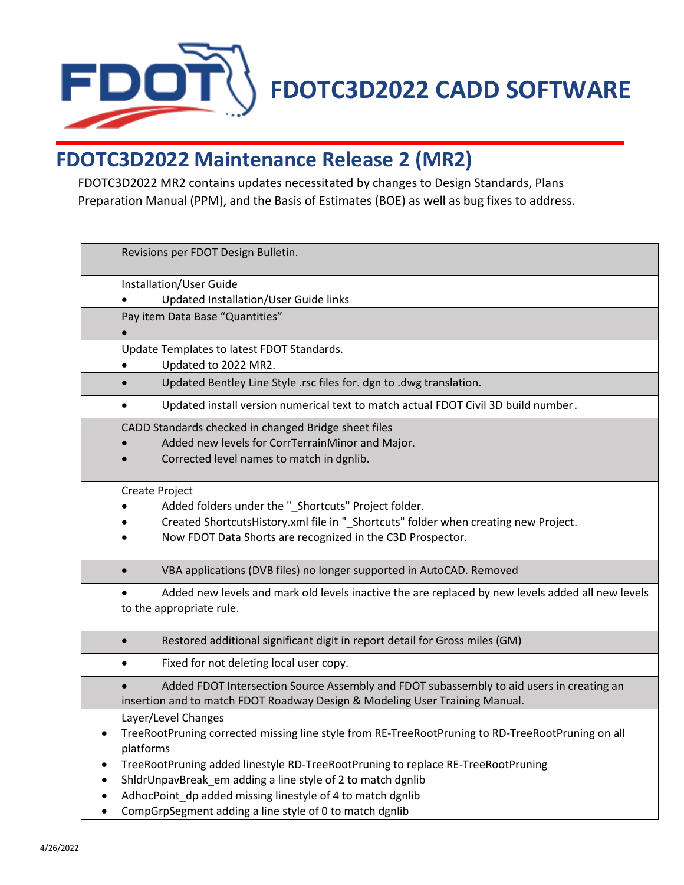# FDOTC3D2022 CADD SOFTWARE

## FDOTC3D2022 Maintenance Release 2 (MR2)

FDOTC3D2022 MR2 contains updates necessitated by changes to Design Standards, Plans Preparation Manual (PPM), and the Basis of Estimates (BOE) as well as bug fixes to address.

| Revisions per FDOT Design Bulletin. |
|---|
| Installation/User Guide<br>• Updated Installation/User Guide links |
| Pay item Data Base "Quantities"<br>• |
| Update Templates to latest FDOT Standards.<br>• Updated to 2022 MR2. |
| • Updated Bentley Line Style .rsc files for. dgn to .dwg translation. |
| • Updated install version numerical text to match actual FDOT Civil 3D build number. |
| CADD Standards checked in changed Bridge sheet files<br>• Added new levels for CorrTerrainMinor and Major.<br>• Corrected level names to match in dgnlib. |
| Create Project<br>• Added folders under the "_Shortcuts" Project folder.<br>• Created ShortcutsHistory.xml file in "_Shortcuts" folder when creating new Project.<br>• Now FDOT Data Shorts are recognized in the C3D Prospector. |
| • VBA applications (DVB files) no longer supported in AutoCAD. Removed |
| • Added new levels and mark old levels inactive the are replaced by new levels added all new levels to the appropriate rule. |
| • Restored additional significant digit in report detail for Gross miles (GM) |
| • Fixed for not deleting local user copy. |
| • Added FDOT Intersection Source Assembly and FDOT subassembly to aid users in creating an insertion and to match FDOT Roadway Design & Modeling User Training Manual. |
| Layer/Level Changes<br>• TreeRootPruning corrected missing line style from RE-TreeRootPruning to RD-TreeRootPruning on all platforms<br>• TreeRootPruning added linestyle RD-TreeRootPruning to replace RE-TreeRootPruning<br>• ShldrUnpavBreak_em adding a line style of 2 to match dgnlib<br>• AdhocPoint_dp added missing linestyle of 4 to match dgnlib<br>• CompGrpSegment adding a line style of 0 to match dgnlib |

4/26/2022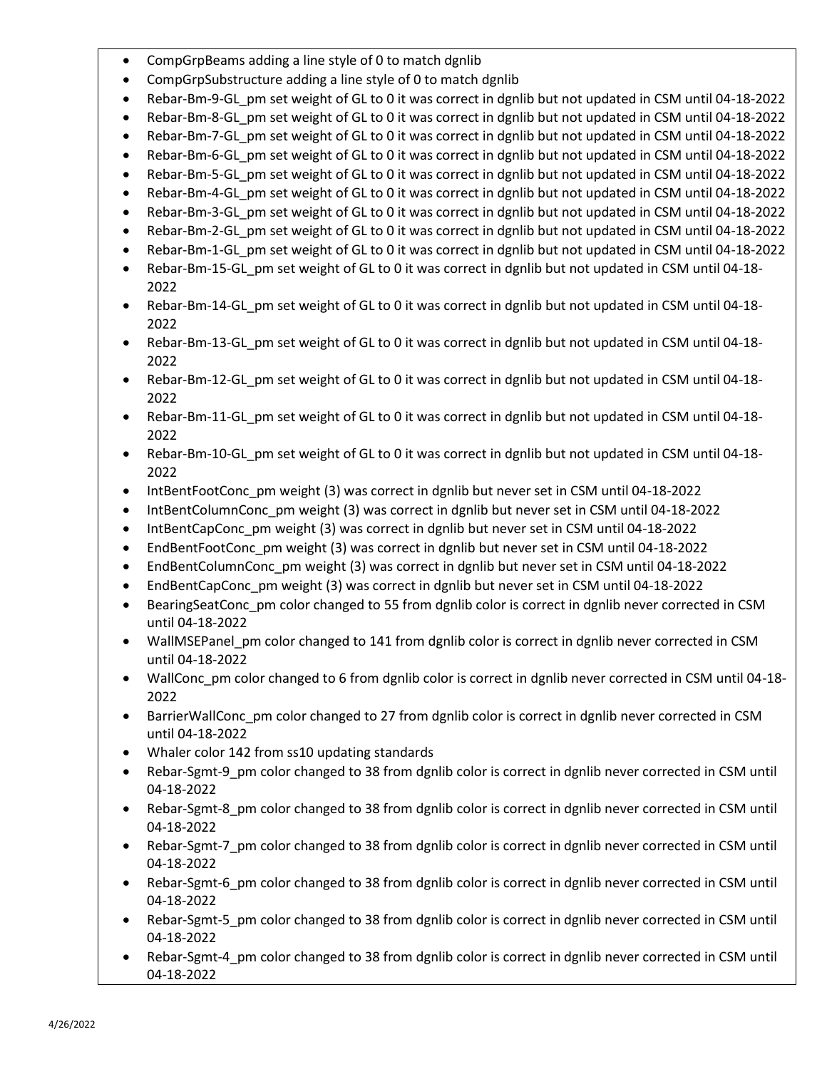- CompGrpBeams adding a line style of 0 to match dgnlib
- CompGrpSubstructure adding a line style of 0 to match dgnlib
- Rebar-Bm-9-GL_pm set weight of GL to 0 it was correct in dgnlib but not updated in CSM until 04-18-2022
- Rebar-Bm-8-GL_pm set weight of GL to 0 it was correct in dgnlib but not updated in CSM until 04-18-2022
- Rebar-Bm-7-GL_pm set weight of GL to 0 it was correct in dgnlib but not updated in CSM until 04-18-2022
- Rebar-Bm-6-GL_pm set weight of GL to 0 it was correct in dgnlib but not updated in CSM until 04-18-2022
- Rebar-Bm-5-GL_pm set weight of GL to 0 it was correct in dgnlib but not updated in CSM until 04-18-2022
- Rebar-Bm-4-GL_pm set weight of GL to 0 it was correct in dgnlib but not updated in CSM until 04-18-2022
- Rebar-Bm-3-GL_pm set weight of GL to 0 it was correct in dgnlib but not updated in CSM until 04-18-2022
- Rebar-Bm-2-GL_pm set weight of GL to 0 it was correct in dgnlib but not updated in CSM until 04-18-2022
- Rebar-Bm-1-GL_pm set weight of GL to 0 it was correct in dgnlib but not updated in CSM until 04-18-2022
- Rebar-Bm-15-GL_pm set weight of GL to 0 it was correct in dgnlib but not updated in CSM until 04-18-2022
- Rebar-Bm-14-GL_pm set weight of GL to 0 it was correct in dgnlib but not updated in CSM until 04-18-2022
- Rebar-Bm-13-GL_pm set weight of GL to 0 it was correct in dgnlib but not updated in CSM until 04-18-2022
- Rebar-Bm-12-GL_pm set weight of GL to 0 it was correct in dgnlib but not updated in CSM until 04-18-2022
- Rebar-Bm-11-GL_pm set weight of GL to 0 it was correct in dgnlib but not updated in CSM until 04-18-2022
- Rebar-Bm-10-GL_pm set weight of GL to 0 it was correct in dgnlib but not updated in CSM until 04-18-2022
- IntBentFootConc_pm weight (3) was correct in dgnlib but never set in CSM until 04-18-2022
- IntBentColumnConc_pm weight (3) was correct in dgnlib but never set in CSM until 04-18-2022
- IntBentCapConc_pm weight (3) was correct in dgnlib but never set in CSM until 04-18-2022
- EndBentFootConc_pm weight (3) was correct in dgnlib but never set in CSM until 04-18-2022
- EndBentColumnConc_pm weight (3) was correct in dgnlib but never set in CSM until 04-18-2022
- EndBentCapConc_pm weight (3) was correct in dgnlib but never set in CSM until 04-18-2022
- BearingSeatConc_pm color changed to 55 from dgnlib color is correct in dgnlib never corrected in CSM until 04-18-2022
- WallMSEPanel_pm color changed to 141 from dgnlib color is correct in dgnlib never corrected in CSM until 04-18-2022
- WallConc_pm color changed to 6 from dgnlib color is correct in dgnlib never corrected in CSM until 04-18-2022
- BarrierWallConc_pm color changed to 27 from dgnlib color is correct in dgnlib never corrected in CSM until 04-18-2022
- Whaler color 142 from ss10 updating standards
- Rebar-Sgmt-9_pm color changed to 38 from dgnlib color is correct in dgnlib never corrected in CSM until 04-18-2022
- Rebar-Sgmt-8_pm color changed to 38 from dgnlib color is correct in dgnlib never corrected in CSM until 04-18-2022
- Rebar-Sgmt-7_pm color changed to 38 from dgnlib color is correct in dgnlib never corrected in CSM until 04-18-2022
- Rebar-Sgmt-6_pm color changed to 38 from dgnlib color is correct in dgnlib never corrected in CSM until 04-18-2022
- Rebar-Sgmt-5_pm color changed to 38 from dgnlib color is correct in dgnlib never corrected in CSM until 04-18-2022
- Rebar-Sgmt-4_pm color changed to 38 from dgnlib color is correct in dgnlib never corrected in CSM until 04-18-2022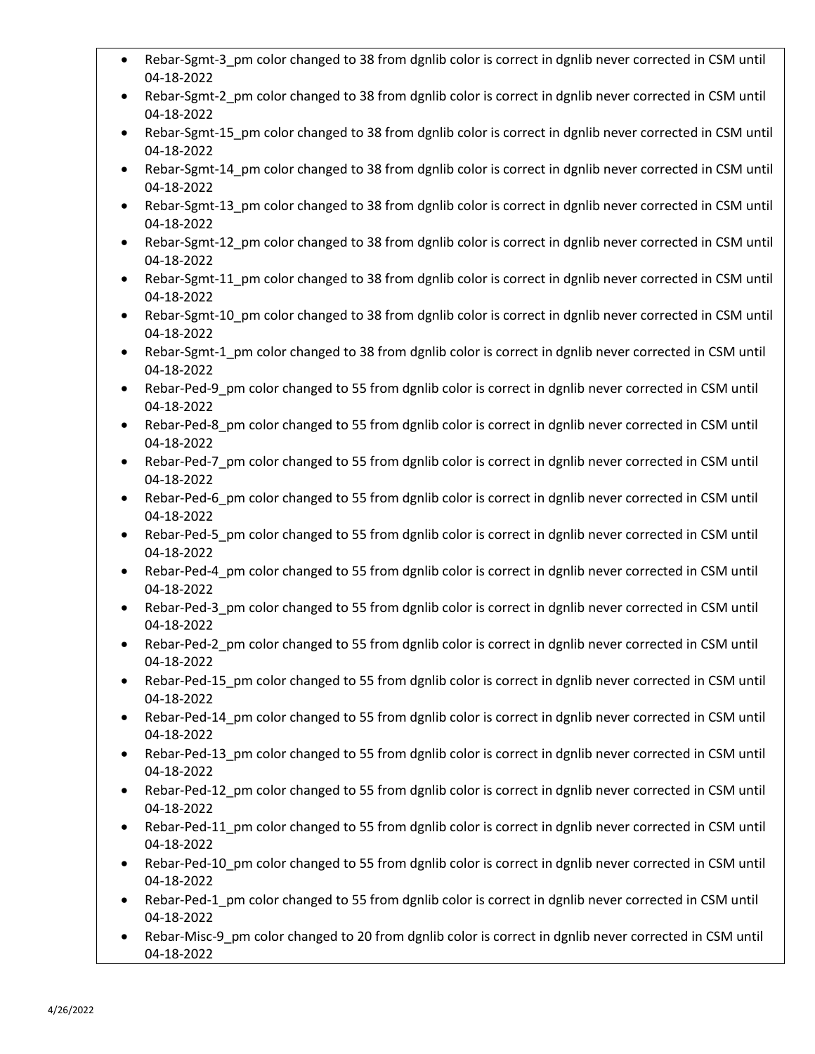- Rebar-Sgmt-3_pm color changed to 38 from dgnlib color is correct in dgnlib never corrected in CSM until 04-18-2022
- Rebar-Sgmt-2_pm color changed to 38 from dgnlib color is correct in dgnlib never corrected in CSM until 04-18-2022
- Rebar-Sgmt-15_pm color changed to 38 from dgnlib color is correct in dgnlib never corrected in CSM until 04-18-2022
- Rebar-Sgmt-14_pm color changed to 38 from dgnlib color is correct in dgnlib never corrected in CSM until 04-18-2022
- Rebar-Sgmt-13_pm color changed to 38 from dgnlib color is correct in dgnlib never corrected in CSM until 04-18-2022
- Rebar-Sgmt-12_pm color changed to 38 from dgnlib color is correct in dgnlib never corrected in CSM until 04-18-2022
- Rebar-Sgmt-11_pm color changed to 38 from dgnlib color is correct in dgnlib never corrected in CSM until 04-18-2022
- Rebar-Sgmt-10_pm color changed to 38 from dgnlib color is correct in dgnlib never corrected in CSM until 04-18-2022
- Rebar-Sgmt-1_pm color changed to 38 from dgnlib color is correct in dgnlib never corrected in CSM until 04-18-2022
- Rebar-Ped-9_pm color changed to 55 from dgnlib color is correct in dgnlib never corrected in CSM until 04-18-2022
- Rebar-Ped-8_pm color changed to 55 from dgnlib color is correct in dgnlib never corrected in CSM until 04-18-2022
- Rebar-Ped-7_pm color changed to 55 from dgnlib color is correct in dgnlib never corrected in CSM until 04-18-2022
- Rebar-Ped-6_pm color changed to 55 from dgnlib color is correct in dgnlib never corrected in CSM until 04-18-2022
- Rebar-Ped-5_pm color changed to 55 from dgnlib color is correct in dgnlib never corrected in CSM until 04-18-2022
- Rebar-Ped-4_pm color changed to 55 from dgnlib color is correct in dgnlib never corrected in CSM until 04-18-2022
- Rebar-Ped-3_pm color changed to 55 from dgnlib color is correct in dgnlib never corrected in CSM until 04-18-2022
- Rebar-Ped-2_pm color changed to 55 from dgnlib color is correct in dgnlib never corrected in CSM until 04-18-2022
- Rebar-Ped-15_pm color changed to 55 from dgnlib color is correct in dgnlib never corrected in CSM until 04-18-2022
- Rebar-Ped-14_pm color changed to 55 from dgnlib color is correct in dgnlib never corrected in CSM until 04-18-2022
- Rebar-Ped-13_pm color changed to 55 from dgnlib color is correct in dgnlib never corrected in CSM until 04-18-2022
- Rebar-Ped-12_pm color changed to 55 from dgnlib color is correct in dgnlib never corrected in CSM until 04-18-2022
- Rebar-Ped-11_pm color changed to 55 from dgnlib color is correct in dgnlib never corrected in CSM until 04-18-2022
- Rebar-Ped-10_pm color changed to 55 from dgnlib color is correct in dgnlib never corrected in CSM until 04-18-2022
- Rebar-Ped-1_pm color changed to 55 from dgnlib color is correct in dgnlib never corrected in CSM until 04-18-2022
- Rebar-Misc-9_pm color changed to 20 from dgnlib color is correct in dgnlib never corrected in CSM until 04-18-2022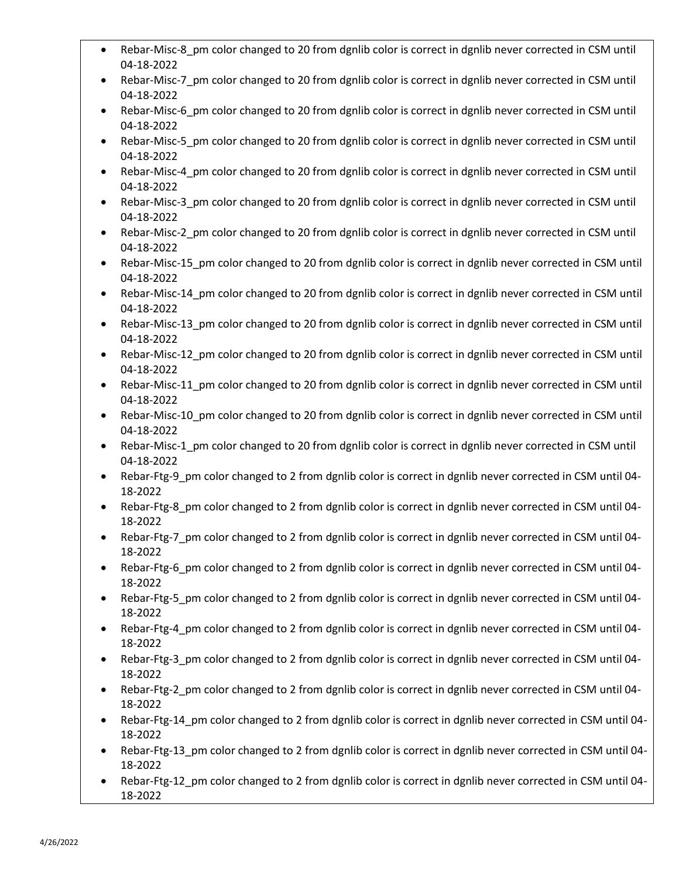- Rebar-Misc-8_pm color changed to 20 from dgnlib color is correct in dgnlib never corrected in CSM until 04-18-2022
- Rebar-Misc-7_pm color changed to 20 from dgnlib color is correct in dgnlib never corrected in CSM until 04-18-2022
- Rebar-Misc-6_pm color changed to 20 from dgnlib color is correct in dgnlib never corrected in CSM until 04-18-2022
- Rebar-Misc-5_pm color changed to 20 from dgnlib color is correct in dgnlib never corrected in CSM until 04-18-2022
- Rebar-Misc-4_pm color changed to 20 from dgnlib color is correct in dgnlib never corrected in CSM until 04-18-2022
- Rebar-Misc-3_pm color changed to 20 from dgnlib color is correct in dgnlib never corrected in CSM until 04-18-2022
- Rebar-Misc-2_pm color changed to 20 from dgnlib color is correct in dgnlib never corrected in CSM until 04-18-2022
- Rebar-Misc-15_pm color changed to 20 from dgnlib color is correct in dgnlib never corrected in CSM until 04-18-2022
- Rebar-Misc-14_pm color changed to 20 from dgnlib color is correct in dgnlib never corrected in CSM until 04-18-2022
- Rebar-Misc-13_pm color changed to 20 from dgnlib color is correct in dgnlib never corrected in CSM until 04-18-2022
- Rebar-Misc-12_pm color changed to 20 from dgnlib color is correct in dgnlib never corrected in CSM until 04-18-2022
- Rebar-Misc-11_pm color changed to 20 from dgnlib color is correct in dgnlib never corrected in CSM until 04-18-2022
- Rebar-Misc-10_pm color changed to 20 from dgnlib color is correct in dgnlib never corrected in CSM until 04-18-2022
- Rebar-Misc-1_pm color changed to 20 from dgnlib color is correct in dgnlib never corrected in CSM until 04-18-2022
- Rebar-Ftg-9_pm color changed to 2 from dgnlib color is correct in dgnlib never corrected in CSM until 04-18-2022
- Rebar-Ftg-8_pm color changed to 2 from dgnlib color is correct in dgnlib never corrected in CSM until 04-18-2022
- Rebar-Ftg-7_pm color changed to 2 from dgnlib color is correct in dgnlib never corrected in CSM until 04-18-2022
- Rebar-Ftg-6_pm color changed to 2 from dgnlib color is correct in dgnlib never corrected in CSM until 04-18-2022
- Rebar-Ftg-5_pm color changed to 2 from dgnlib color is correct in dgnlib never corrected in CSM until 04-18-2022
- Rebar-Ftg-4_pm color changed to 2 from dgnlib color is correct in dgnlib never corrected in CSM until 04-18-2022
- Rebar-Ftg-3_pm color changed to 2 from dgnlib color is correct in dgnlib never corrected in CSM until 04-18-2022
- Rebar-Ftg-2_pm color changed to 2 from dgnlib color is correct in dgnlib never corrected in CSM until 04-18-2022
- Rebar-Ftg-14_pm color changed to 2 from dgnlib color is correct in dgnlib never corrected in CSM until 04-18-2022
- Rebar-Ftg-13_pm color changed to 2 from dgnlib color is correct in dgnlib never corrected in CSM until 04-18-2022
- Rebar-Ftg-12_pm color changed to 2 from dgnlib color is correct in dgnlib never corrected in CSM until 04-18-2022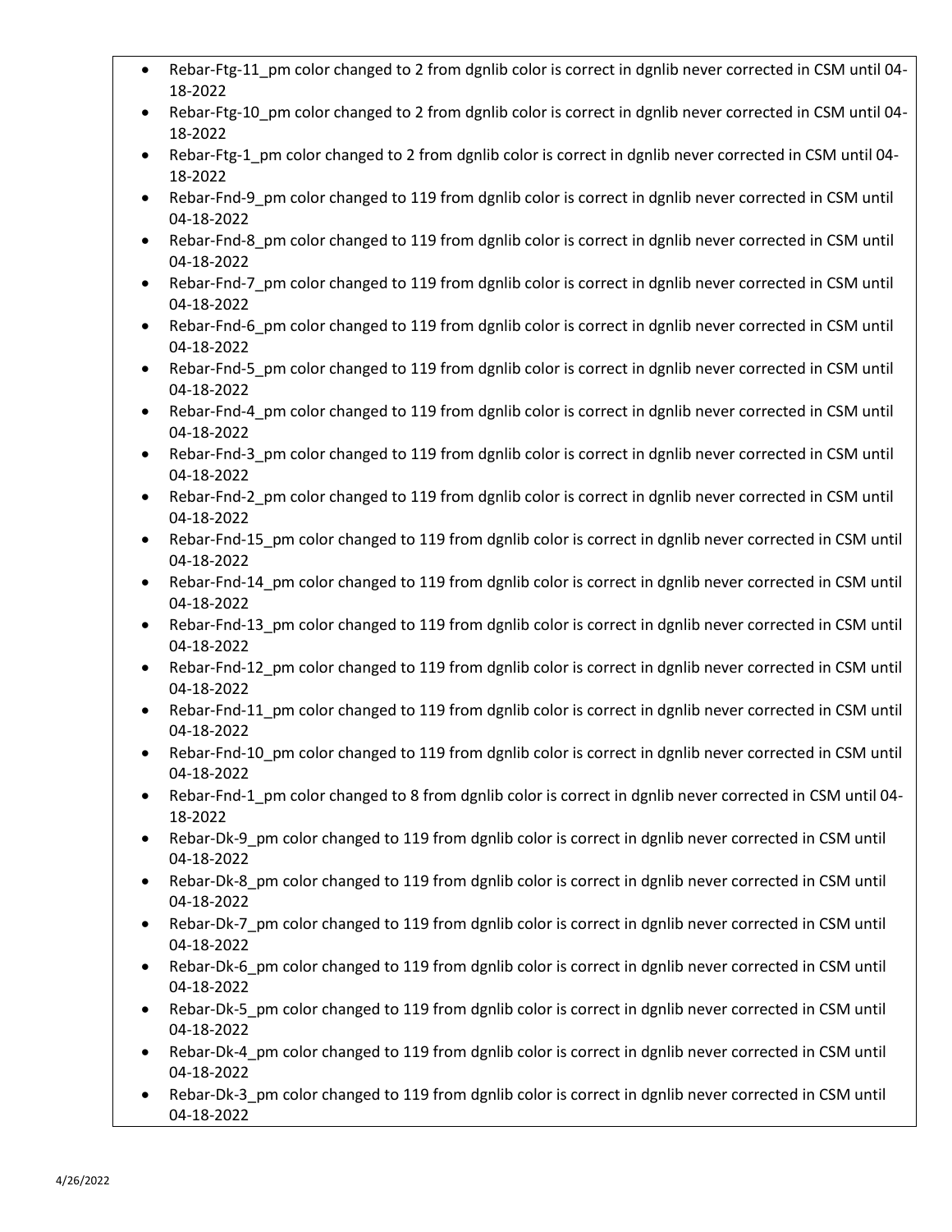- Rebar-Ftg-11_pm color changed to 2 from dgnlib color is correct in dgnlib never corrected in CSM until 04-18-2022
- Rebar-Ftg-10_pm color changed to 2 from dgnlib color is correct in dgnlib never corrected in CSM until 04-18-2022
- Rebar-Ftg-1_pm color changed to 2 from dgnlib color is correct in dgnlib never corrected in CSM until 04-18-2022
- Rebar-Fnd-9_pm color changed to 119 from dgnlib color is correct in dgnlib never corrected in CSM until 04-18-2022
- Rebar-Fnd-8_pm color changed to 119 from dgnlib color is correct in dgnlib never corrected in CSM until 04-18-2022
- Rebar-Fnd-7_pm color changed to 119 from dgnlib color is correct in dgnlib never corrected in CSM until 04-18-2022
- Rebar-Fnd-6_pm color changed to 119 from dgnlib color is correct in dgnlib never corrected in CSM until 04-18-2022
- Rebar-Fnd-5_pm color changed to 119 from dgnlib color is correct in dgnlib never corrected in CSM until 04-18-2022
- Rebar-Fnd-4_pm color changed to 119 from dgnlib color is correct in dgnlib never corrected in CSM until 04-18-2022
- Rebar-Fnd-3_pm color changed to 119 from dgnlib color is correct in dgnlib never corrected in CSM until 04-18-2022
- Rebar-Fnd-2_pm color changed to 119 from dgnlib color is correct in dgnlib never corrected in CSM until 04-18-2022
- Rebar-Fnd-15_pm color changed to 119 from dgnlib color is correct in dgnlib never corrected in CSM until 04-18-2022
- Rebar-Fnd-14_pm color changed to 119 from dgnlib color is correct in dgnlib never corrected in CSM until 04-18-2022
- Rebar-Fnd-13_pm color changed to 119 from dgnlib color is correct in dgnlib never corrected in CSM until 04-18-2022
- Rebar-Fnd-12_pm color changed to 119 from dgnlib color is correct in dgnlib never corrected in CSM until 04-18-2022
- Rebar-Fnd-11_pm color changed to 119 from dgnlib color is correct in dgnlib never corrected in CSM until 04-18-2022
- Rebar-Fnd-10_pm color changed to 119 from dgnlib color is correct in dgnlib never corrected in CSM until 04-18-2022
- Rebar-Fnd-1_pm color changed to 8 from dgnlib color is correct in dgnlib never corrected in CSM until 04-18-2022
- Rebar-Dk-9_pm color changed to 119 from dgnlib color is correct in dgnlib never corrected in CSM until 04-18-2022
- Rebar-Dk-8_pm color changed to 119 from dgnlib color is correct in dgnlib never corrected in CSM until 04-18-2022
- Rebar-Dk-7_pm color changed to 119 from dgnlib color is correct in dgnlib never corrected in CSM until 04-18-2022
- Rebar-Dk-6_pm color changed to 119 from dgnlib color is correct in dgnlib never corrected in CSM until 04-18-2022
- Rebar-Dk-5_pm color changed to 119 from dgnlib color is correct in dgnlib never corrected in CSM until 04-18-2022
- Rebar-Dk-4_pm color changed to 119 from dgnlib color is correct in dgnlib never corrected in CSM until 04-18-2022
- Rebar-Dk-3_pm color changed to 119 from dgnlib color is correct in dgnlib never corrected in CSM until 04-18-2022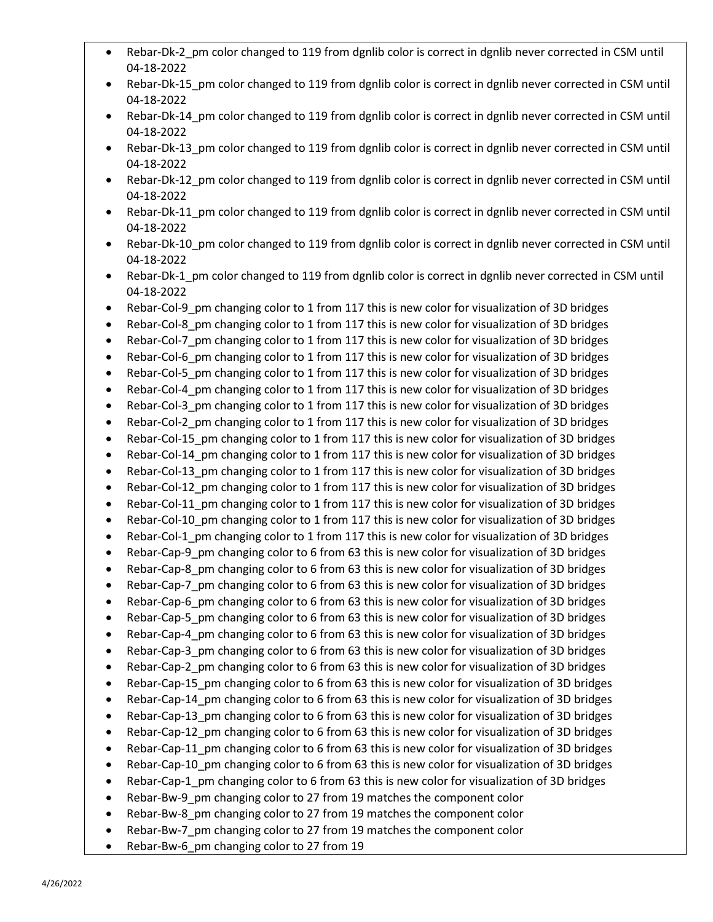- Rebar-Dk-2_pm color changed to 119 from dgnlib color is correct in dgnlib never corrected in CSM until 04-18-2022
- Rebar-Dk-15_pm color changed to 119 from dgnlib color is correct in dgnlib never corrected in CSM until 04-18-2022
- Rebar-Dk-14_pm color changed to 119 from dgnlib color is correct in dgnlib never corrected in CSM until 04-18-2022
- Rebar-Dk-13_pm color changed to 119 from dgnlib color is correct in dgnlib never corrected in CSM until 04-18-2022
- Rebar-Dk-12_pm color changed to 119 from dgnlib color is correct in dgnlib never corrected in CSM until 04-18-2022
- Rebar-Dk-11_pm color changed to 119 from dgnlib color is correct in dgnlib never corrected in CSM until 04-18-2022
- Rebar-Dk-10_pm color changed to 119 from dgnlib color is correct in dgnlib never corrected in CSM until 04-18-2022
- Rebar-Dk-1_pm color changed to 119 from dgnlib color is correct in dgnlib never corrected in CSM until 04-18-2022
- Rebar-Col-9_pm changing color to 1 from 117 this is new color for visualization of 3D bridges
- Rebar-Col-8_pm changing color to 1 from 117 this is new color for visualization of 3D bridges
- Rebar-Col-7_pm changing color to 1 from 117 this is new color for visualization of 3D bridges
- Rebar-Col-6_pm changing color to 1 from 117 this is new color for visualization of 3D bridges
- Rebar-Col-5_pm changing color to 1 from 117 this is new color for visualization of 3D bridges
- Rebar-Col-4_pm changing color to 1 from 117 this is new color for visualization of 3D bridges
- Rebar-Col-3_pm changing color to 1 from 117 this is new color for visualization of 3D bridges
- Rebar-Col-2_pm changing color to 1 from 117 this is new color for visualization of 3D bridges
- Rebar-Col-15_pm changing color to 1 from 117 this is new color for visualization of 3D bridges
- Rebar-Col-14_pm changing color to 1 from 117 this is new color for visualization of 3D bridges
- Rebar-Col-13_pm changing color to 1 from 117 this is new color for visualization of 3D bridges
- Rebar-Col-12_pm changing color to 1 from 117 this is new color for visualization of 3D bridges
- Rebar-Col-11_pm changing color to 1 from 117 this is new color for visualization of 3D bridges
- Rebar-Col-10_pm changing color to 1 from 117 this is new color for visualization of 3D bridges
- Rebar-Col-1_pm changing color to 1 from 117 this is new color for visualization of 3D bridges
- Rebar-Cap-9_pm changing color to 6 from 63 this is new color for visualization of 3D bridges
- Rebar-Cap-8_pm changing color to 6 from 63 this is new color for visualization of 3D bridges
- Rebar-Cap-7_pm changing color to 6 from 63 this is new color for visualization of 3D bridges
- Rebar-Cap-6_pm changing color to 6 from 63 this is new color for visualization of 3D bridges
- Rebar-Cap-5_pm changing color to 6 from 63 this is new color for visualization of 3D bridges
- Rebar-Cap-4_pm changing color to 6 from 63 this is new color for visualization of 3D bridges
- Rebar-Cap-3_pm changing color to 6 from 63 this is new color for visualization of 3D bridges
- Rebar-Cap-2_pm changing color to 6 from 63 this is new color for visualization of 3D bridges
- Rebar-Cap-15_pm changing color to 6 from 63 this is new color for visualization of 3D bridges
- Rebar-Cap-14_pm changing color to 6 from 63 this is new color for visualization of 3D bridges
- Rebar-Cap-13_pm changing color to 6 from 63 this is new color for visualization of 3D bridges
- Rebar-Cap-12_pm changing color to 6 from 63 this is new color for visualization of 3D bridges
- Rebar-Cap-11_pm changing color to 6 from 63 this is new color for visualization of 3D bridges
- Rebar-Cap-10_pm changing color to 6 from 63 this is new color for visualization of 3D bridges
- Rebar-Cap-1_pm changing color to 6 from 63 this is new color for visualization of 3D bridges
- Rebar-Bw-9_pm changing color to 27 from 19 matches the component color
- Rebar-Bw-8_pm changing color to 27 from 19 matches the component color
- Rebar-Bw-7_pm changing color to 27 from 19 matches the component color
- Rebar-Bw-6_pm changing color to 27 from 19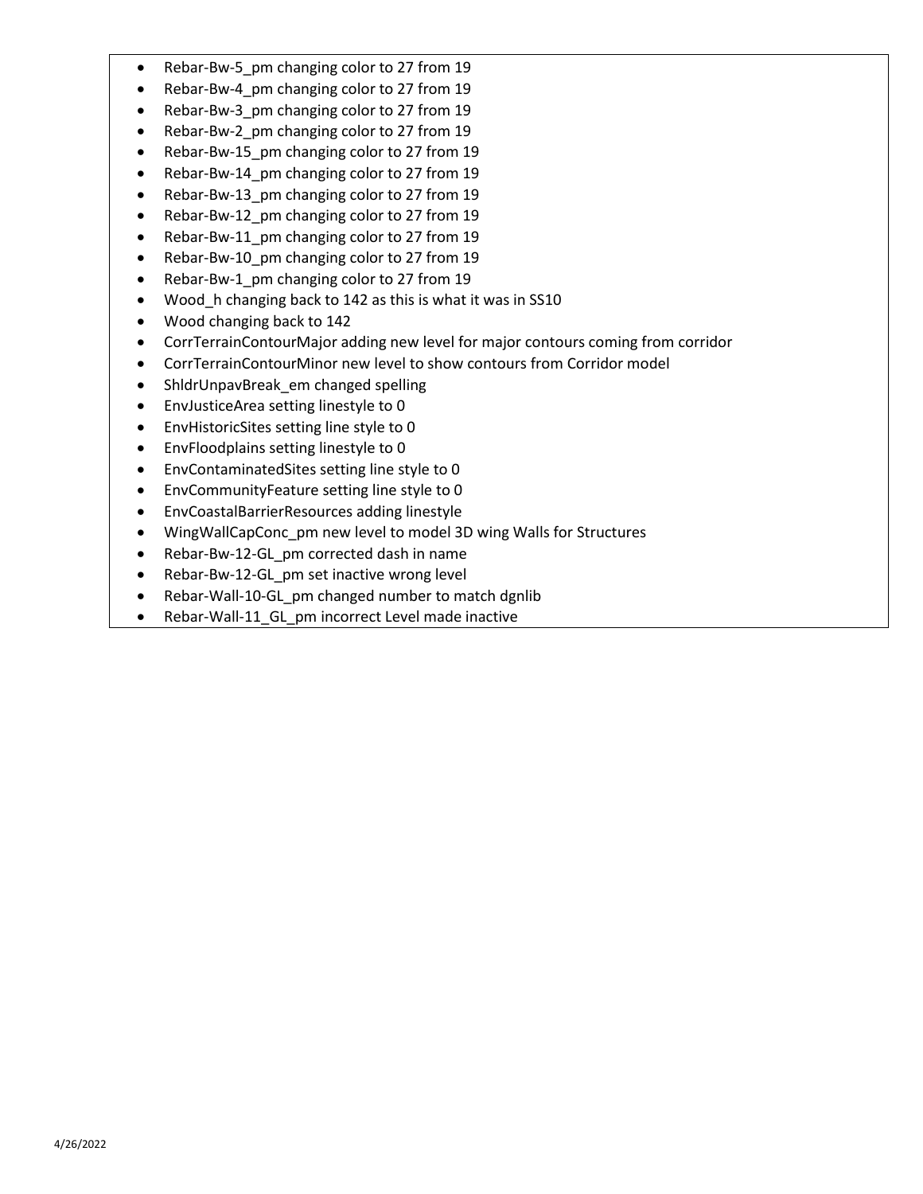- Rebar-Bw-5_pm changing color to 27 from 19
- Rebar-Bw-4_pm changing color to 27 from 19
- Rebar-Bw-3_pm changing color to 27 from 19
- Rebar-Bw-2_pm changing color to 27 from 19
- Rebar-Bw-15_pm changing color to 27 from 19
- Rebar-Bw-14_pm changing color to 27 from 19
- Rebar-Bw-13_pm changing color to 27 from 19
- Rebar-Bw-12_pm changing color to 27 from 19
- Rebar-Bw-11_pm changing color to 27 from 19
- Rebar-Bw-10_pm changing color to 27 from 19
- Rebar-Bw-1_pm changing color to 27 from 19
- Wood_h changing back to 142 as this is what it was in SS10
- Wood changing back to 142
- CorrTerrainContourMajor adding new level for major contours coming from corridor
- CorrTerrainContourMinor new level to show contours from Corridor model
- ShldrUnpavBreak_em changed spelling
- EnvJusticeArea setting linestyle to 0
- EnvHistoricSites setting line style to 0
- EnvFloodplains setting linestyle to 0
- EnvContaminatedSites setting line style to 0
- EnvCommunityFeature setting line style to 0
- EnvCoastalBarrierResources adding linestyle
- WingWallCapConc_pm new level to model 3D wing Walls for Structures
- Rebar-Bw-12-GL_pm corrected dash in name
- Rebar-Bw-12-GL_pm set inactive wrong level
- Rebar-Wall-10-GL_pm changed number to match dgnlib
- Rebar-Wall-11_GL_pm incorrect Level made inactive